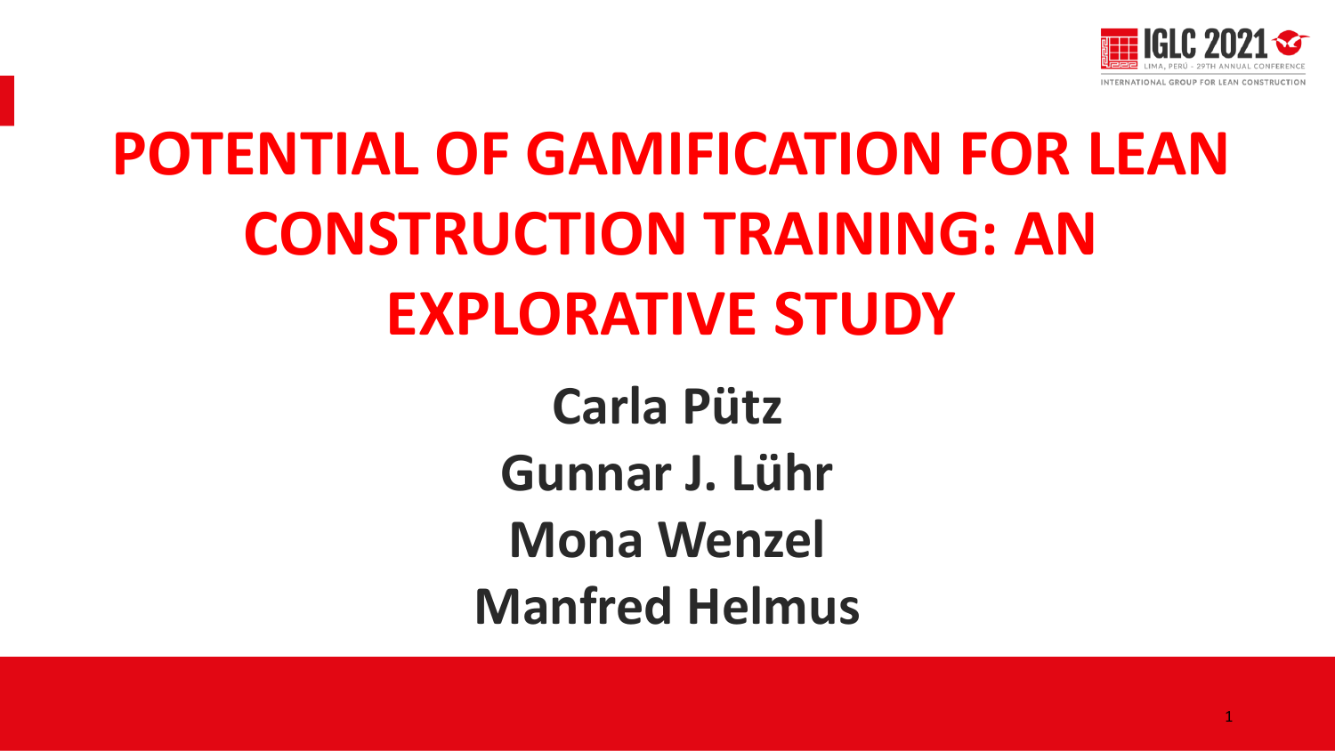# POTENTIAL OF GAMIFICATION FOR LEAN CONSTRUCTION TRAINING: AN EXPLORATIVE STUDY

**Carla Pütz**

**Gunnar J. Lühr**

**Mona Wenzel**

**Manfred Helmus**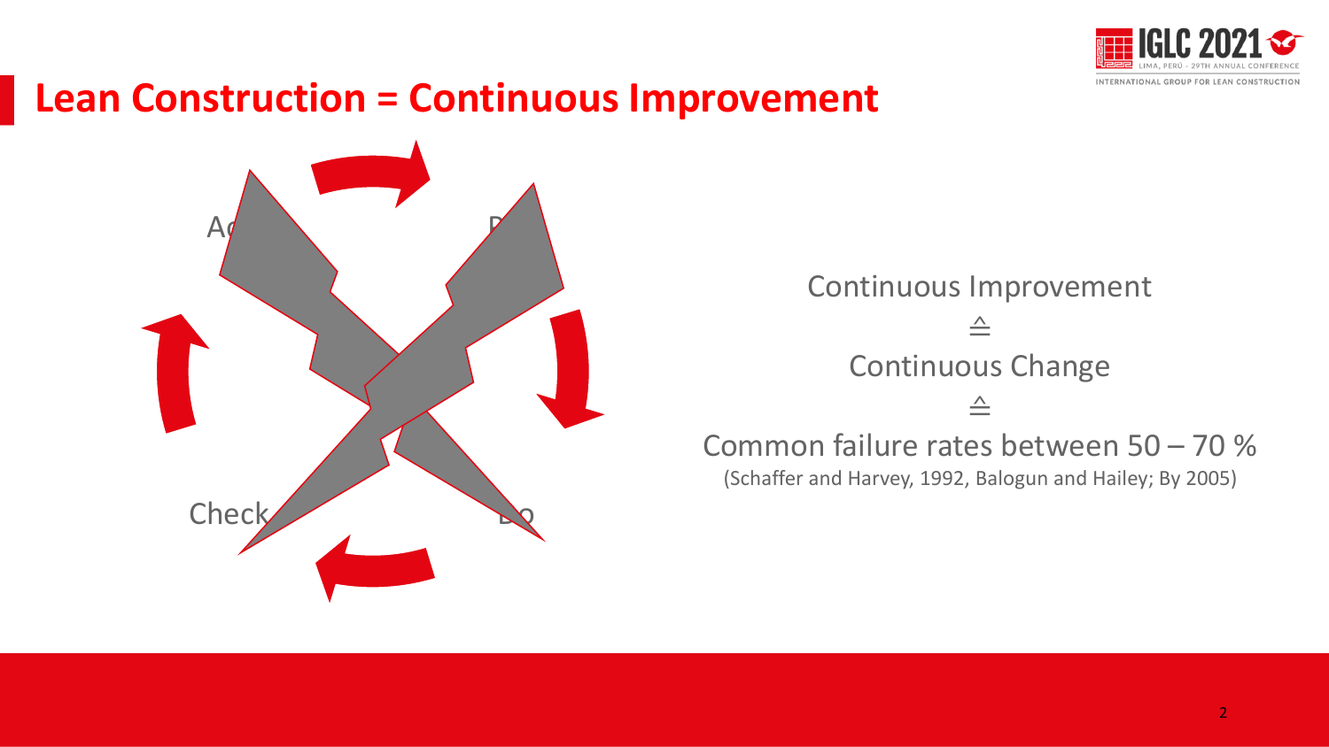# Lean Construction = Continuous Improvement

Act

Plan

Check

Do

Continuous Improvement

≙

Continuous Change

≙

Common failure rates between 50 – 70 %

(Schaffer and Harvey, 1992, Balogun and Hailey; By 2005)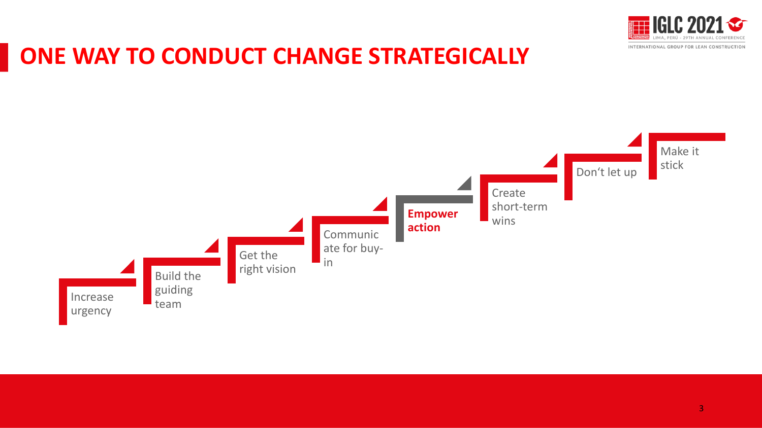# ONE WAY TO CONDUCT CHANGE STRATEGICALLY

1. Increase urgency
2. Build the guiding team
3. Get the right vision
4. Communicate for buy-in
5. **Empower action**
6. Create short-term wins
7. Don‘t let up
8. Make it stick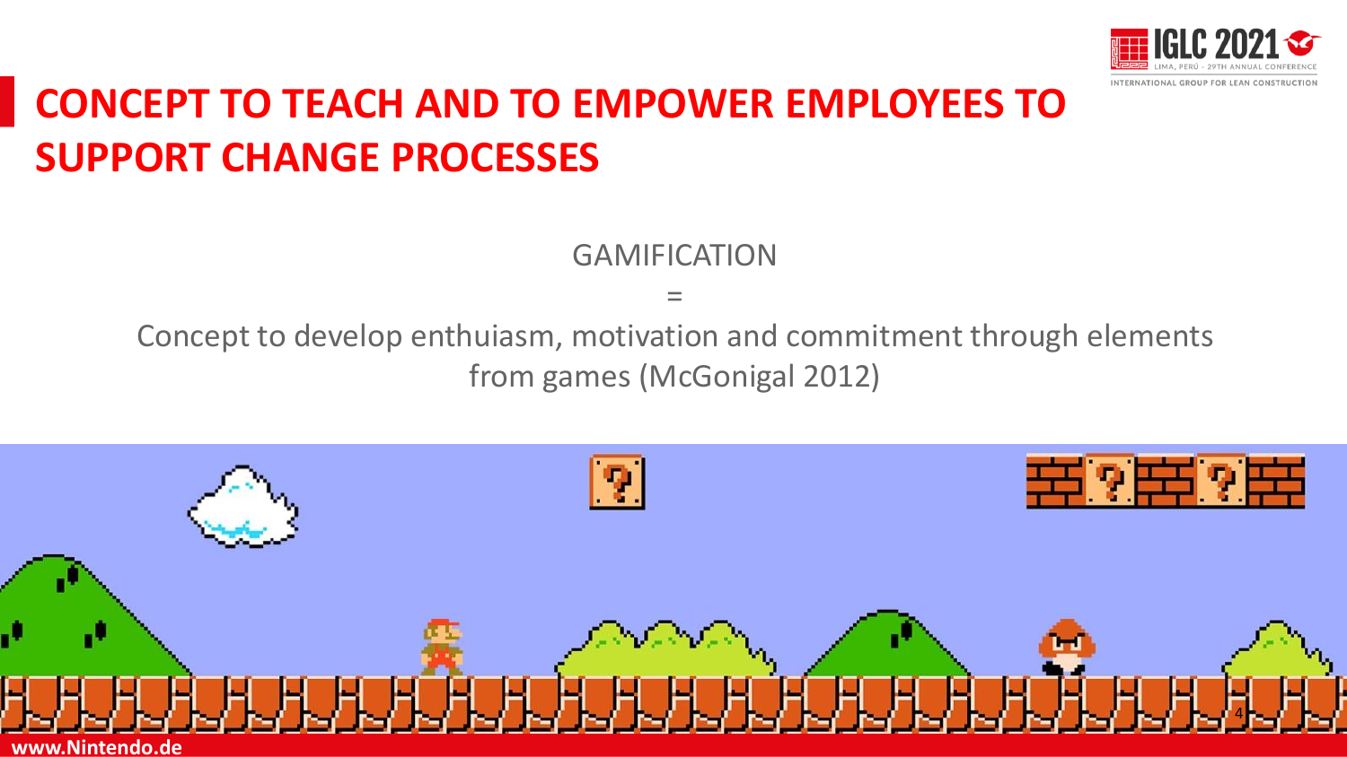# CONCEPT TO TEACH AND TO EMPOWER EMPLOYEES TO SUPPORT CHANGE PROCESSES

GAMIFICATION

=

Concept to develop enthuiasm, motivation and commitment through elements from games (McGonigal 2012)

www.Nintendo.de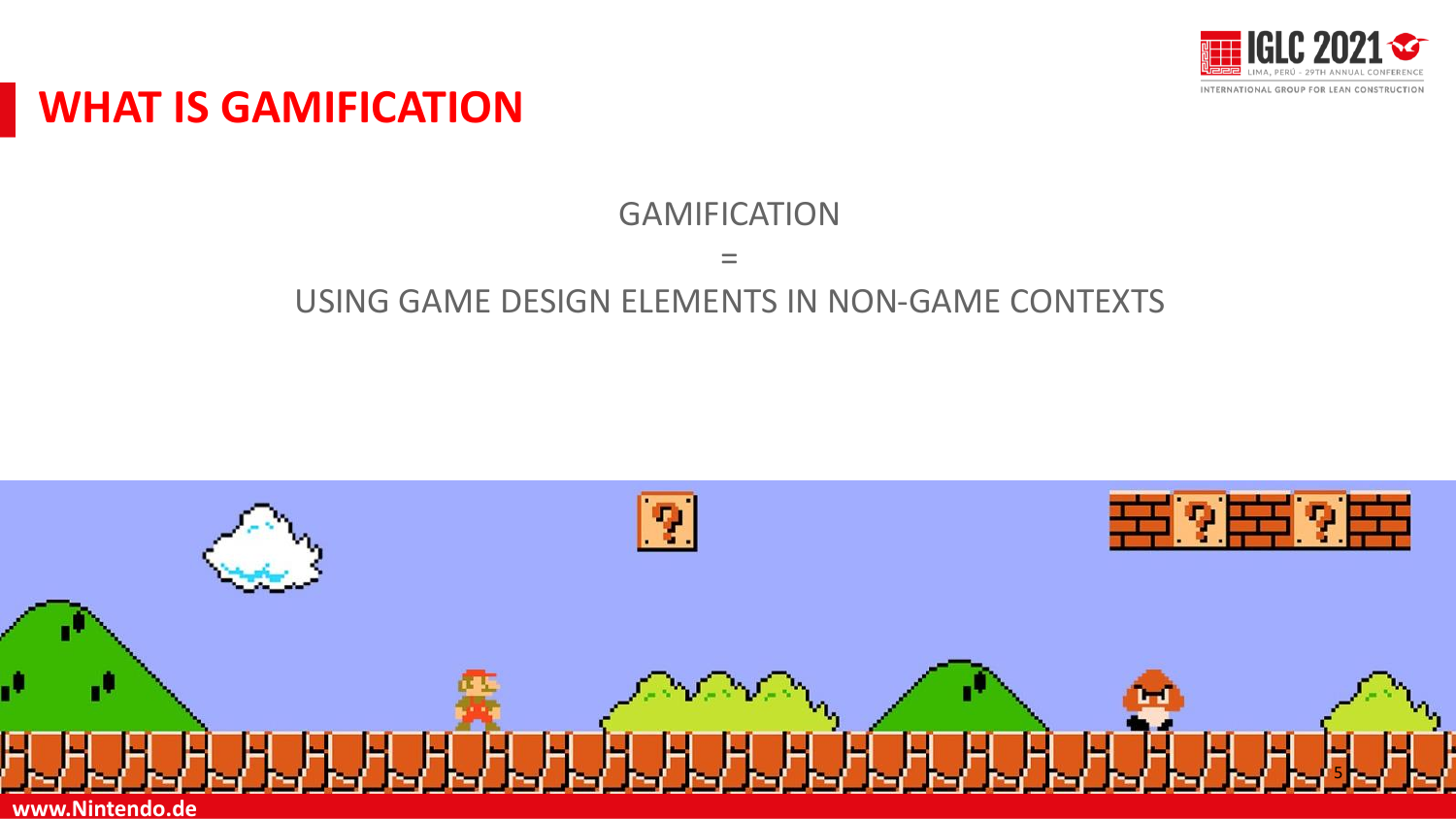# WHAT IS GAMIFICATION

GAMIFICATION

=

USING GAME DESIGN ELEMENTS IN NON-GAME CONTEXTS

www.Nintendo.de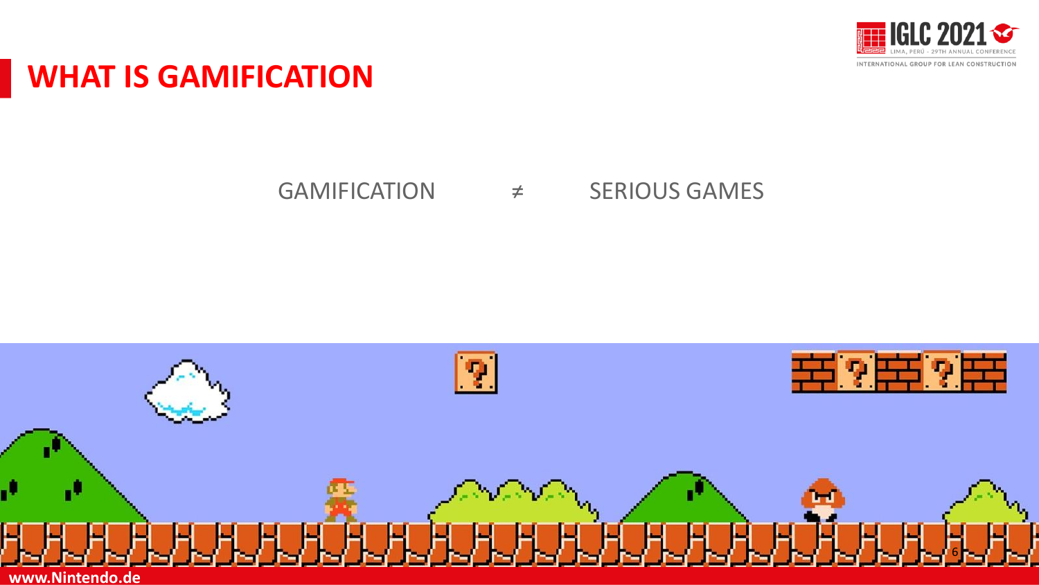# WHAT IS GAMIFICATION

GAMIFICATION ≠ SERIOUS GAMES

www.Nintendo.de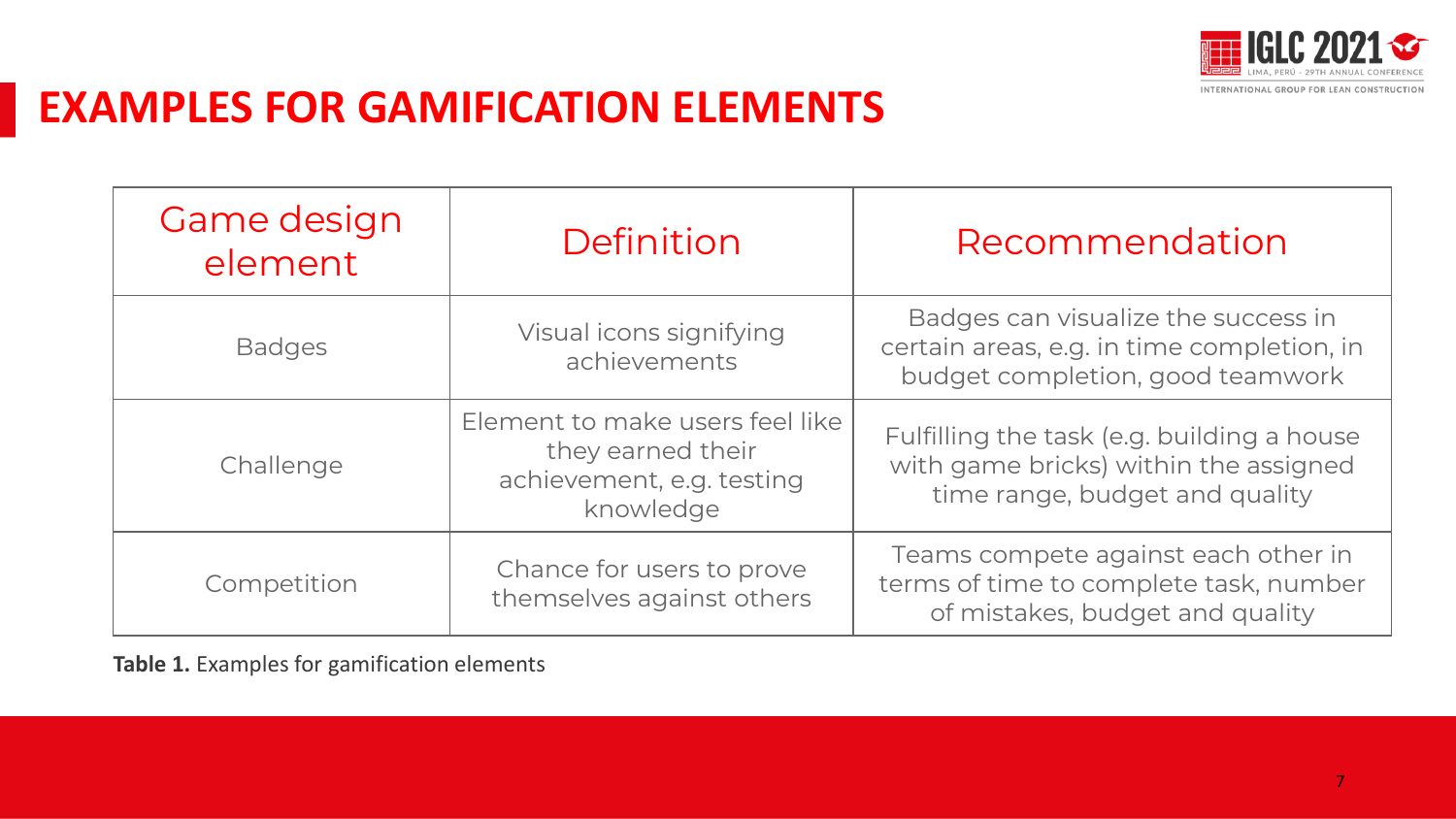# EXAMPLES FOR GAMIFICATION ELEMENTS

| Game design element | Definition | Recommendation |
| --- | --- | --- |
| Badges | Visual icons signifying achievements | Badges can visualize the success in certain areas, e.g. in time completion, in budget completion, good teamwork |
| Challenge | Element to make users feel like they earned their achievement, e.g. testing knowledge | Fulfilling the task (e.g. building a house with game bricks) within the assigned time range, budget and quality |
| Competition | Chance for users to prove themselves against others | Teams compete against each other in terms of time to complete task, number of mistakes, budget and quality |

**Table 1.** Examples for gamification elements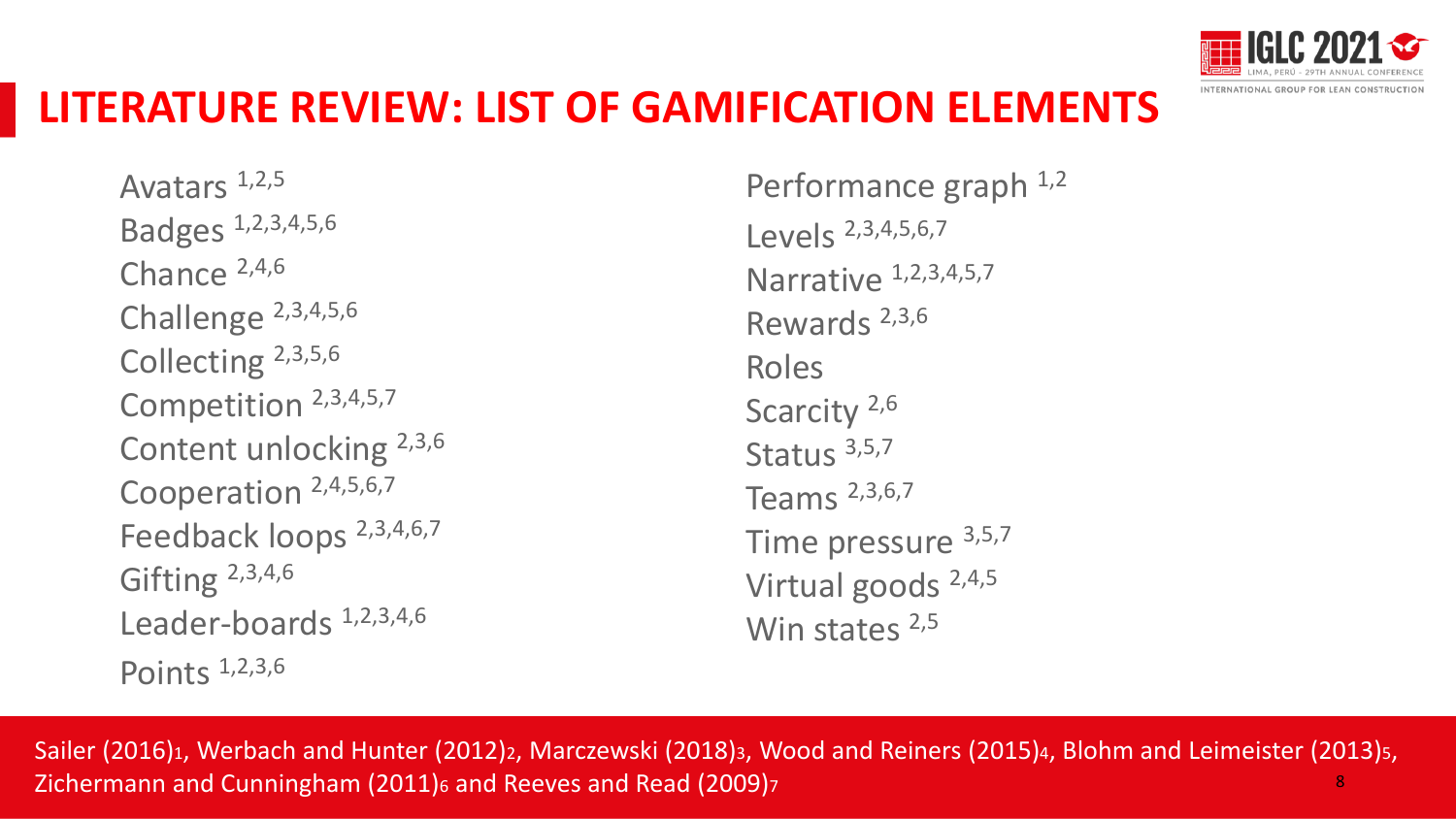# LITERATURE REVIEW: LIST OF GAMIFICATION ELEMENTS

- Avatars [1,2,5]
- Badges [1,2,3,4,5,6]
- Chance [2,4,6]
- Challenge [2,3,4,5,6]
- Collecting [2,3,5,6]
- Competition [2,3,4,5,7]
- Content unlocking [2,3,6]
- Cooperation [2,4,5,6,7]
- Feedback loops [2,3,4,6,7]
- Gifting [2,3,4,6]
- Leader-boards [1,2,3,4,6]
- Points [1,2,3,6]
- Performance graph [1,2]
- Levels [2,3,4,5,6,7]
- Narrative [1,2,3,4,5,7]
- Rewards [2,3,6]
- Roles
- Scarcity [2,6]
- Status [3,5,7]
- Teams [2,3,6,7]
- Time pressure [3,5,7]
- Virtual goods [2,4,5]
- Win states [2,5]

Sailer (2016)[1], Werbach and Hunter (2012)[2], Marczewski (2018)[3], Wood and Reiners (2015)[4], Blohm and Leimeister (2013)[5], Zichermann and Cunningham (2011)[6] and Reeves and Read (2009)[7]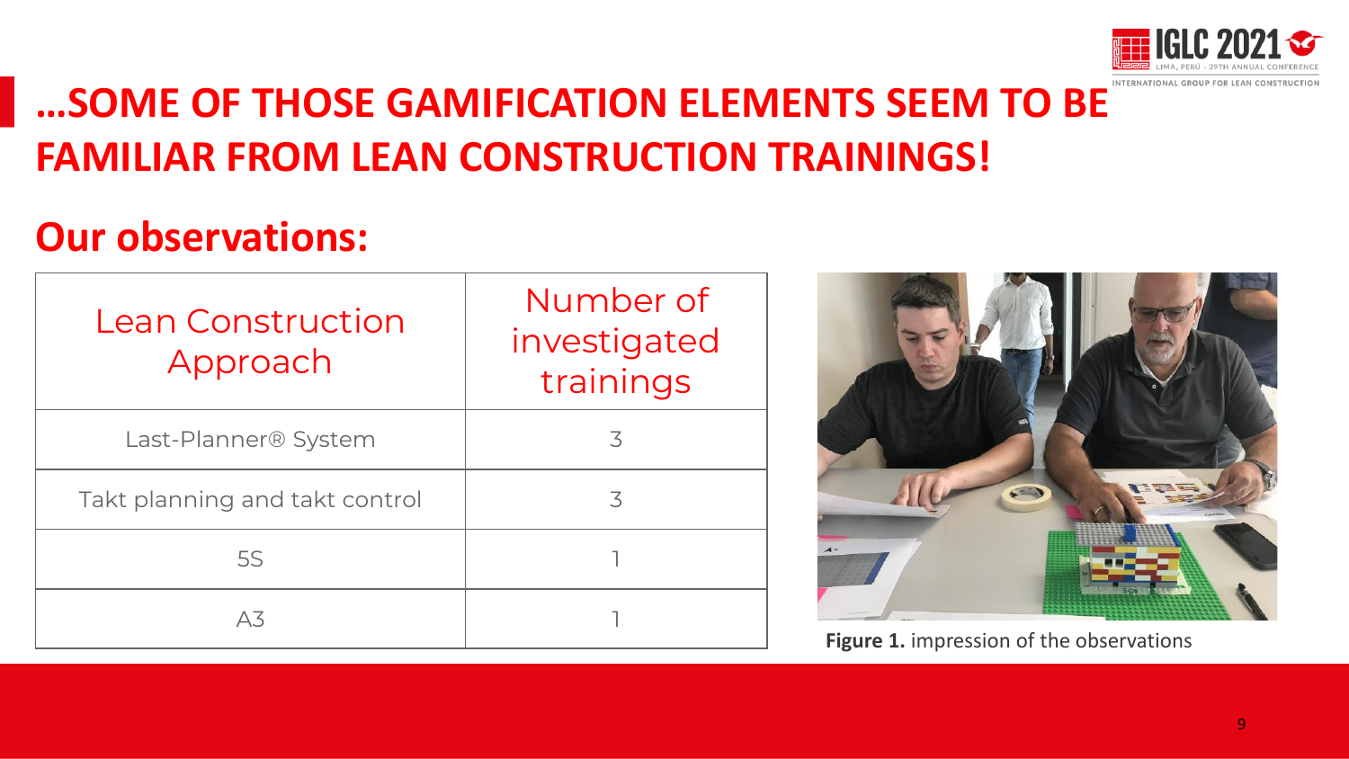# …SOME OF THOSE GAMIFICATION ELEMENTS SEEM TO BE FAMILIAR FROM LEAN CONSTRUCTION TRAININGS!

## Our observations:

| Lean Construction Approach | Number of investigated trainings |
|---|---|
| Last-Planner® System | 3 |
| Takt planning and takt control | 3 |
| 5S | 1 |
| A3 | 1 |

**Figure 1.** impression of the observations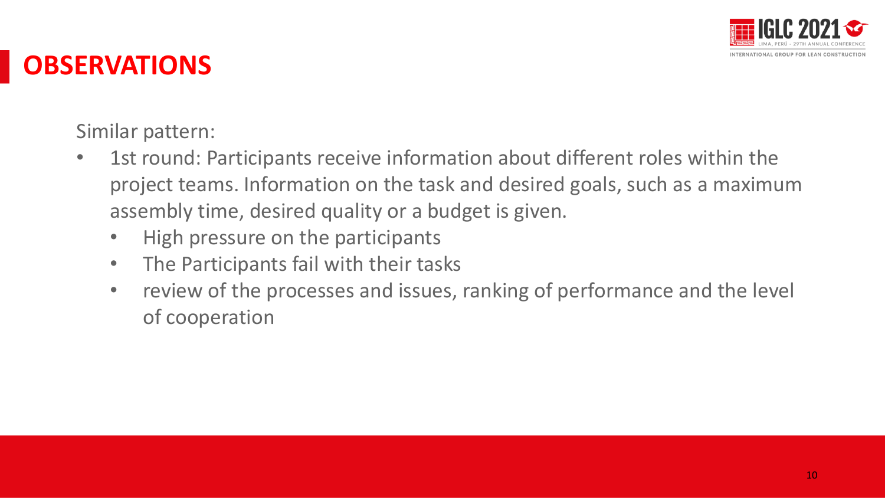# OBSERVATIONS

Similar pattern:

- 1st round: Participants receive information about different roles within the project teams. Information on the task and desired goals, such as a maximum assembly time, desired quality or a budget is given.
  - High pressure on the participants
  - The Participants fail with their tasks
  - review of the processes and issues, ranking of performance and the level of cooperation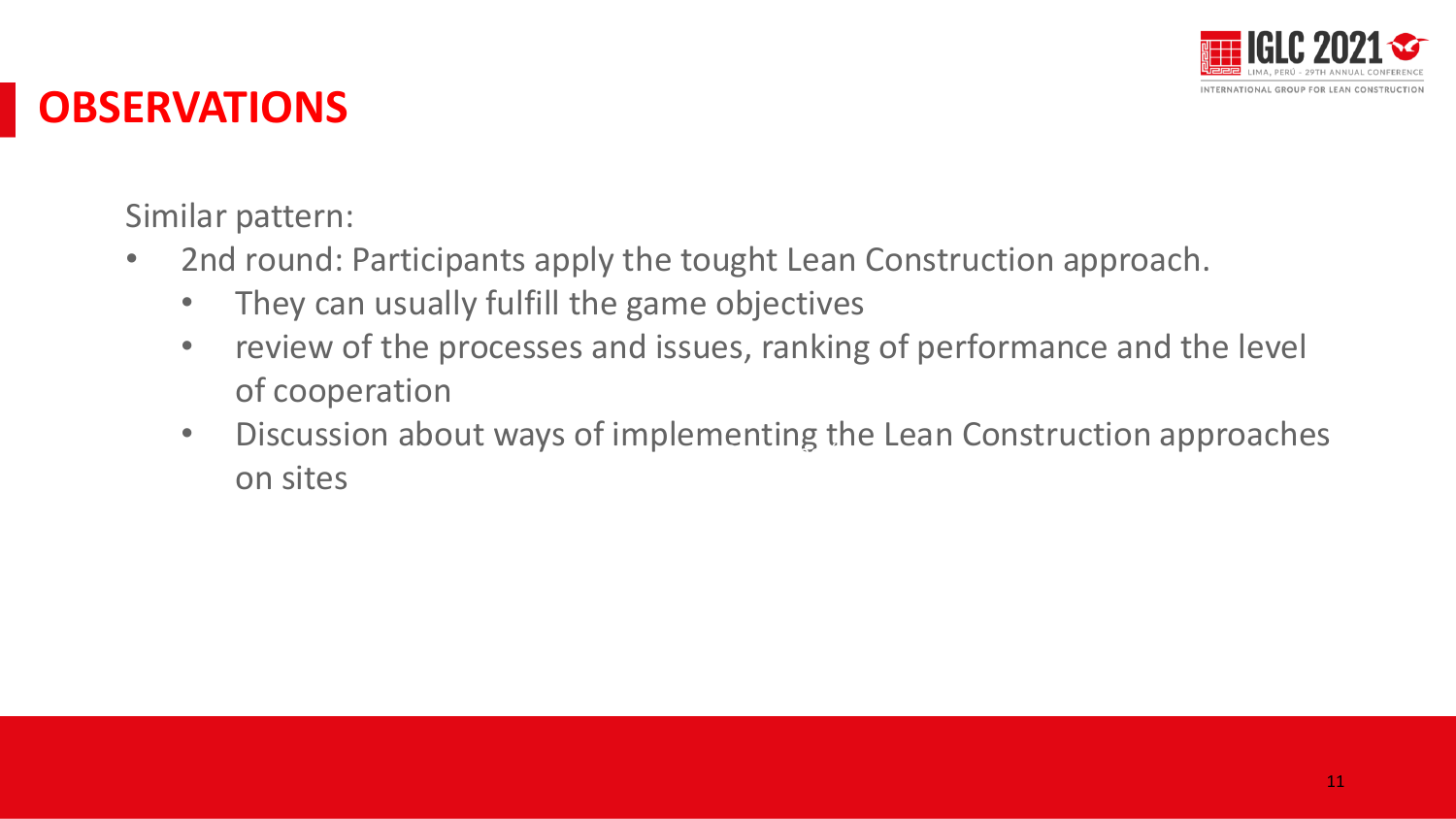# OBSERVATIONS

Similar pattern:

- 2nd round: Participants apply the tought Lean Construction approach.
  - They can usually fulfill the game objectives
  - review of the processes and issues, ranking of performance and the level of cooperation
  - Discussion about ways of implementing the Lean Construction approaches on sites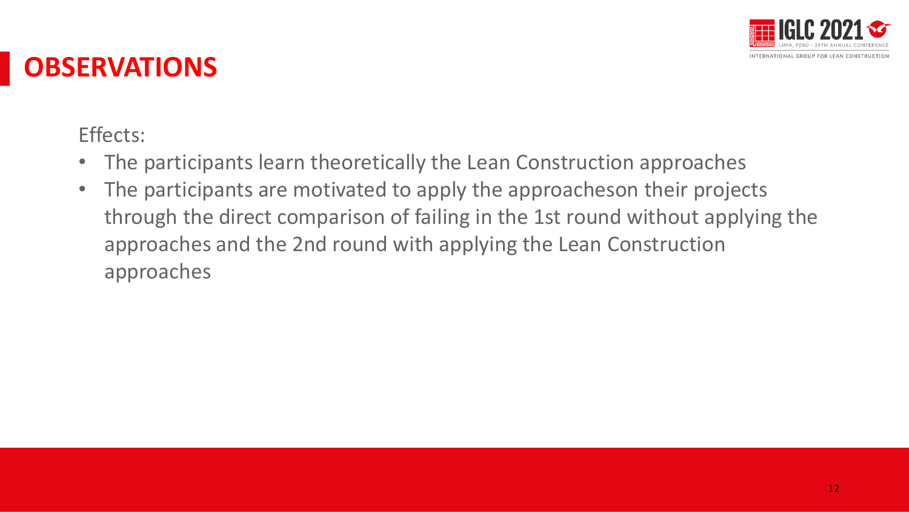# OBSERVATIONS

Effects:

- The participants learn theoretically the Lean Construction approaches
- The participants are motivated to apply the approacheson their projects through the direct comparison of failing in the 1st round without applying the approaches and the 2nd round with applying the Lean Construction approaches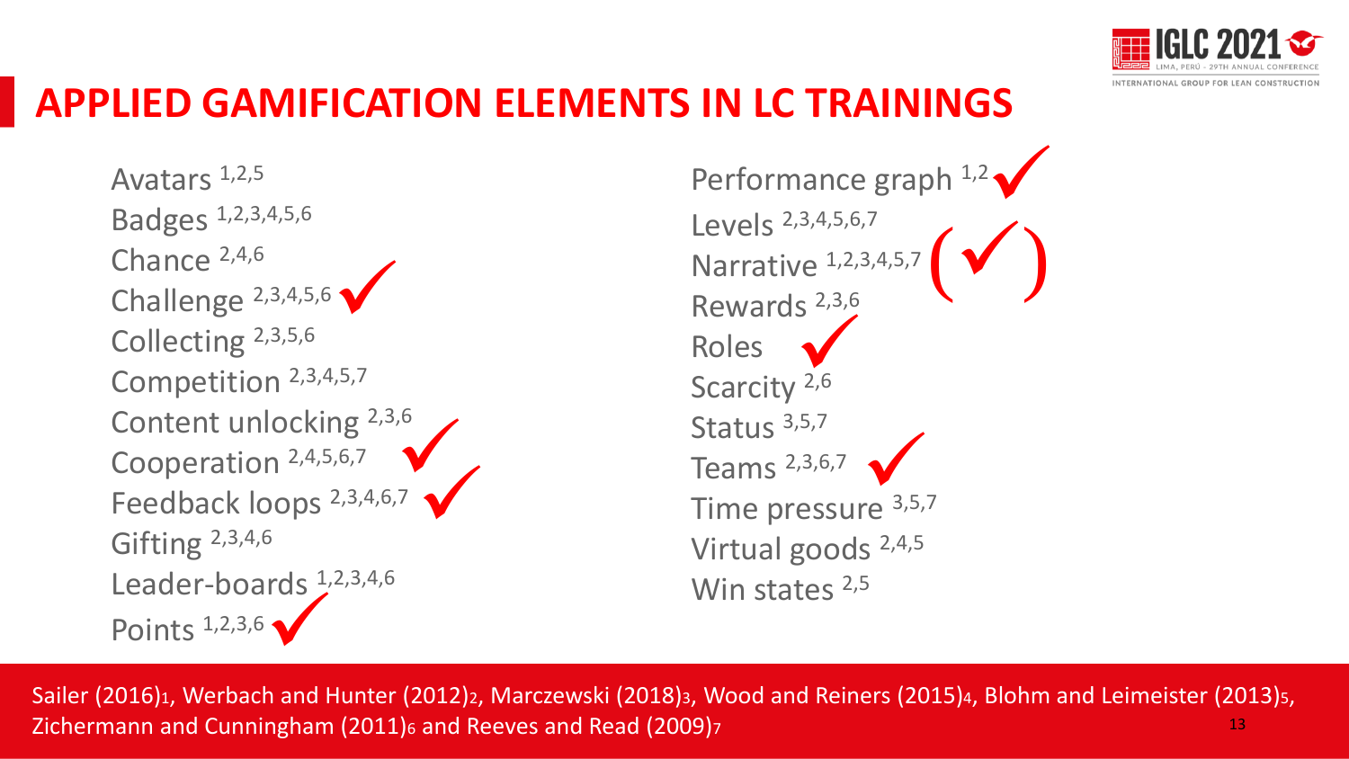# APPLIED GAMIFICATION ELEMENTS IN LC TRAININGS

- Avatars [1,2,5]
- Badges [1,2,3,4,5,6]
- Chance [2,4,6]
- Challenge [2,3,4,5,6] ✓
- Collecting [2,3,5,6]
- Competition [2,3,4,5,7]
- Content unlocking [2,3,6]
- Cooperation [2,4,5,6,7] ✓
- Feedback loops [2,3,4,6,7] ✓
- Gifting [2,3,4,6]
- Leader-boards [1,2,3,4,6]
- Points [1,2,3,6] ✓
- Performance graph [1,2] ✓
- Levels [2,3,4,5,6,7]
- Narrative [1,2,3,4,5,7] (✓)
- Rewards [2,3,6]
- Roles ✓
- Scarcity [2,6]
- Status [3,5,7]
- Teams [2,3,6,7] ✓
- Time pressure [3,5,7]
- Virtual goods [2,4,5]
- Win states [2,5]

Sailer (2016)[1], Werbach and Hunter (2012)[2], Marczewski (2018)[3], Wood and Reiners (2015)[4], Blohm and Leimeister (2013)[5], Zichermann and Cunningham (2011)[6] and Reeves and Read (2009)[7]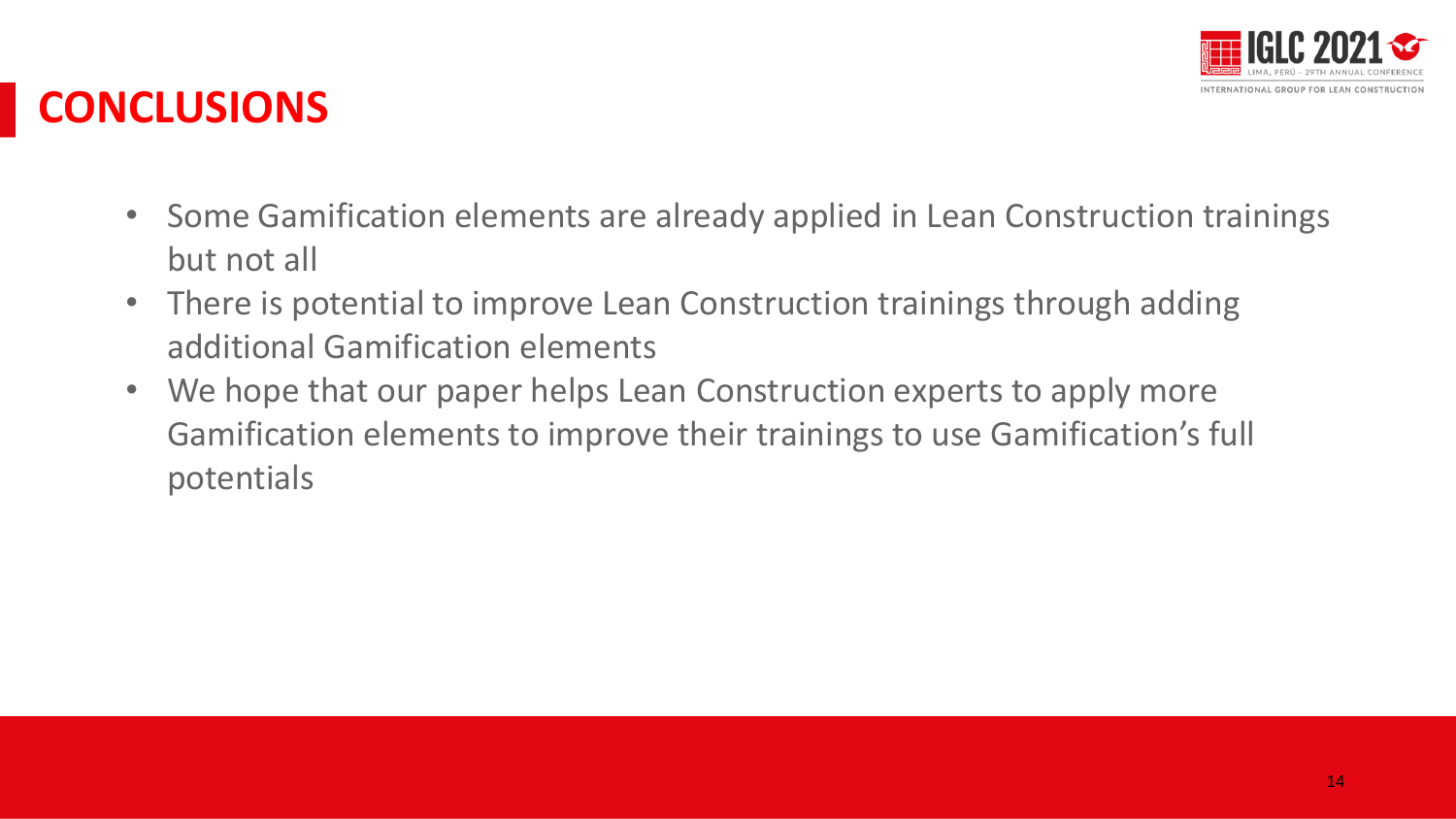# CONCLUSIONS

- Some Gamification elements are already applied in Lean Construction trainings but not all
- There is potential to improve Lean Construction trainings through adding additional Gamification elements
- We hope that our paper helps Lean Construction experts to apply more Gamification elements to improve their trainings to use Gamification's full potentials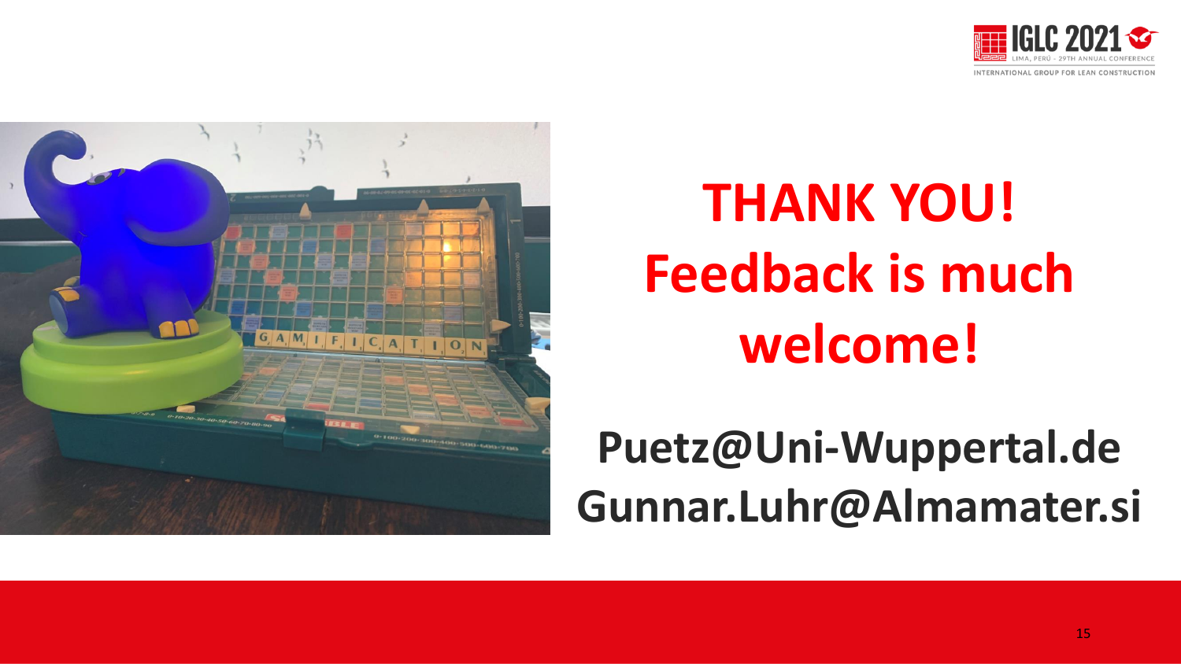# THANK YOU! Feedback is much welcome!

**Puetz@Uni-Wuppertal.de**
**Gunnar.Luhr@Almamater.si**